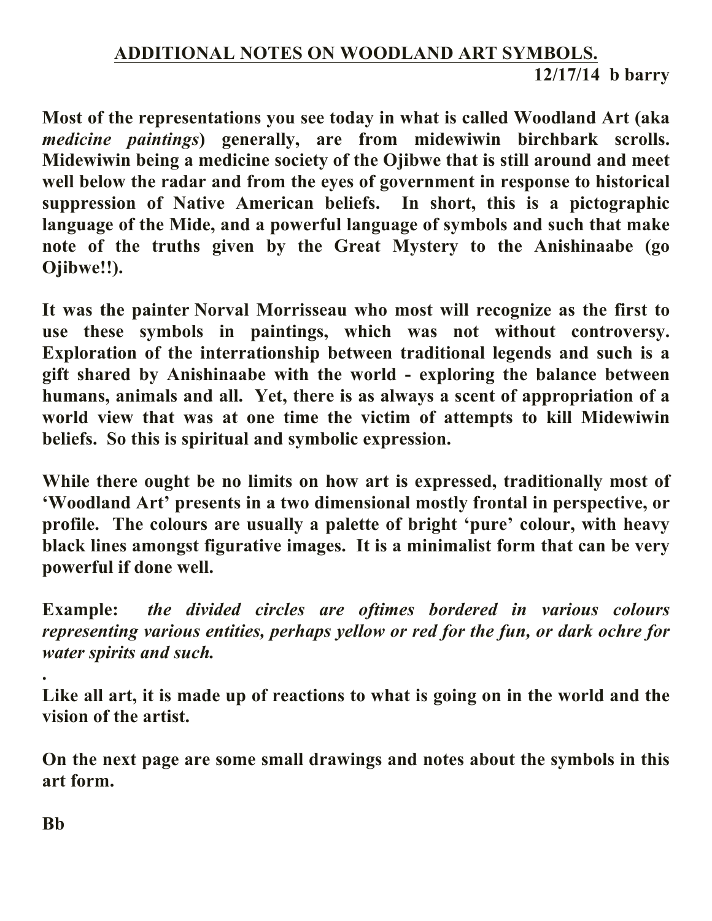# ADDITIONAL NOTES ON WOODLAND ART SYMBOLS.

**12/17/14 b barry**

**Most of the representations you see today in what is called Woodland Art (aka *medicine paintings*) generally, are from midewiwin birchbark scrolls. Midewiwin being a medicine society of the Ojibwe that is still around and meet well below the radar and from the eyes of government in response to historical suppression of Native American beliefs. In short, this is a pictographic language of the Mide, and a powerful language of symbols and such that make note of the truths given by the Great Mystery to the Anishinaabe (go Ojibwe!!).**

**It was the painter Norval Morrisseau who most will recognize as the first to use these symbols in paintings, which was not without controversy. Exploration of the interrationship between traditional legends and such is a gift shared by Anishinaabe with the world - exploring the balance between humans, animals and all. Yet, there is as always a scent of appropriation of a world view that was at one time the victim of attempts to kill Midewiwin beliefs. So this is spiritual and symbolic expression.**

**While there ought be no limits on how art is expressed, traditionally most of 'Woodland Art' presents in a two dimensional mostly frontal in perspective, or profile. The colours are usually a palette of bright 'pure' colour, with heavy black lines amongst figurative images. It is a minimalist form that can be very powerful if done well.**

**Example:** ***the divided circles are oftimes bordered in various colours representing various entities, perhaps yellow or red for the fun, or dark ochre for water spirits and such.***

**.**

**Like all art, it is made up of reactions to what is going on in the world and the vision of the artist.**

**On the next page are some small drawings and notes about the symbols in this art form.**

**Bb**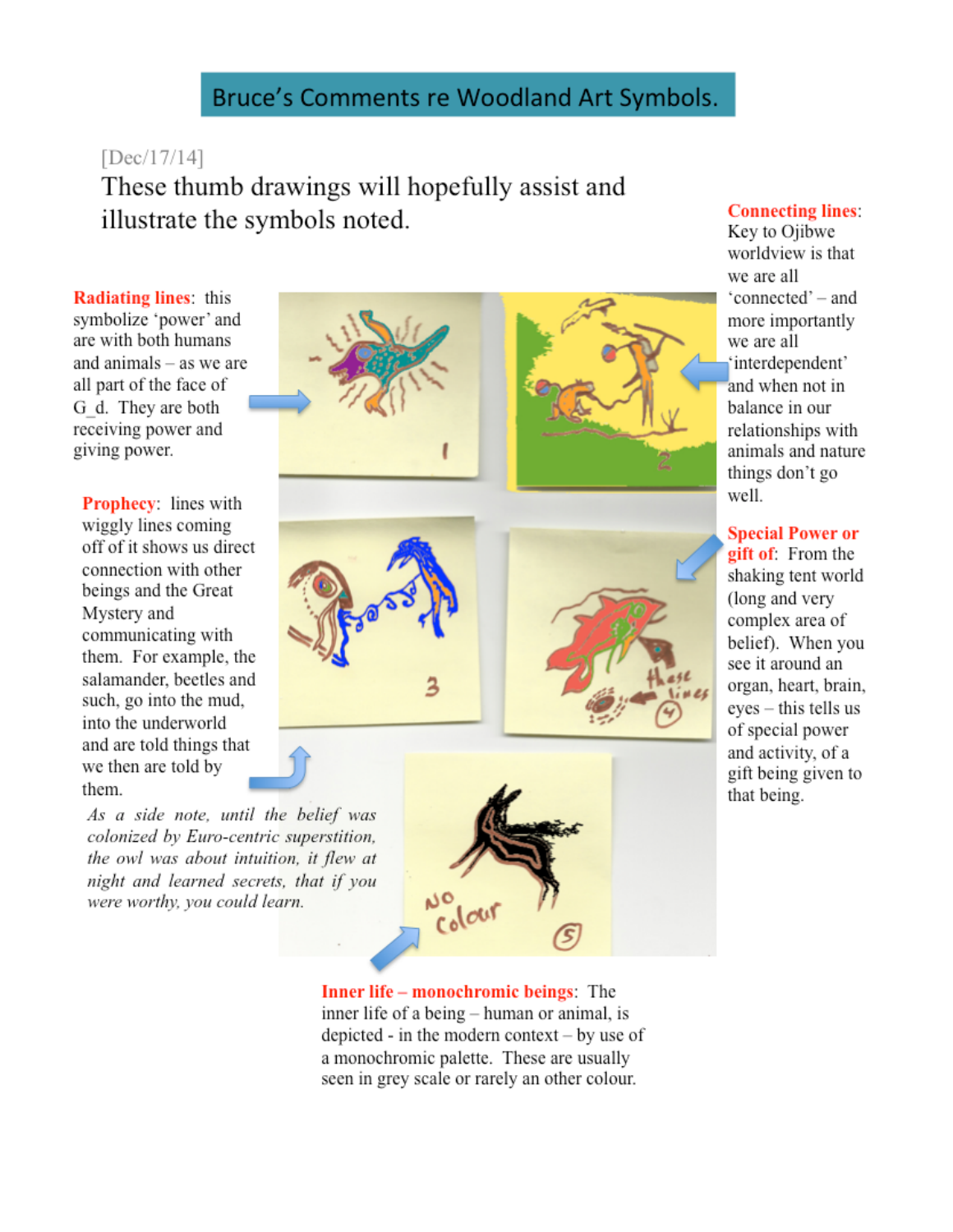# Bruce's Comments re Woodland Art Symbols.

[Dec/17/14]

These thumb drawings will hopefully assist and illustrate the symbols noted.

**Radiating lines**: this symbolize 'power' and are with both humans and animals – as we are all part of the face of G_d. They are both receiving power and giving power.

**Prophecy**: lines with wiggly lines coming off of it shows us direct connection with other beings and the Great Mystery and communicating with them. For example, the salamander, beetles and such, go into the mud, into the underworld and are told things that we then are told by them.

*As a side note, until the belief was colonized by Euro-centric superstition, the owl was about intuition, it flew at night and learned secrets, that if you were worthy, you could learn.*

**Connecting lines**: Key to Ojibwe worldview is that we are all 'connected' – and more importantly we are all 'interdependent' and when not in balance in our relationships with animals and nature things don't go well.

**Special Power or gift of**: From the shaking tent world (long and very complex area of belief). When you see it around an organ, heart, brain, eyes – this tells us of special power and activity, of a gift being given to that being.

**Inner life – monochromic beings**: The inner life of a being – human or animal, is depicted - in the modern context – by use of a monochromic palette. These are usually seen in grey scale or rarely an other colour.